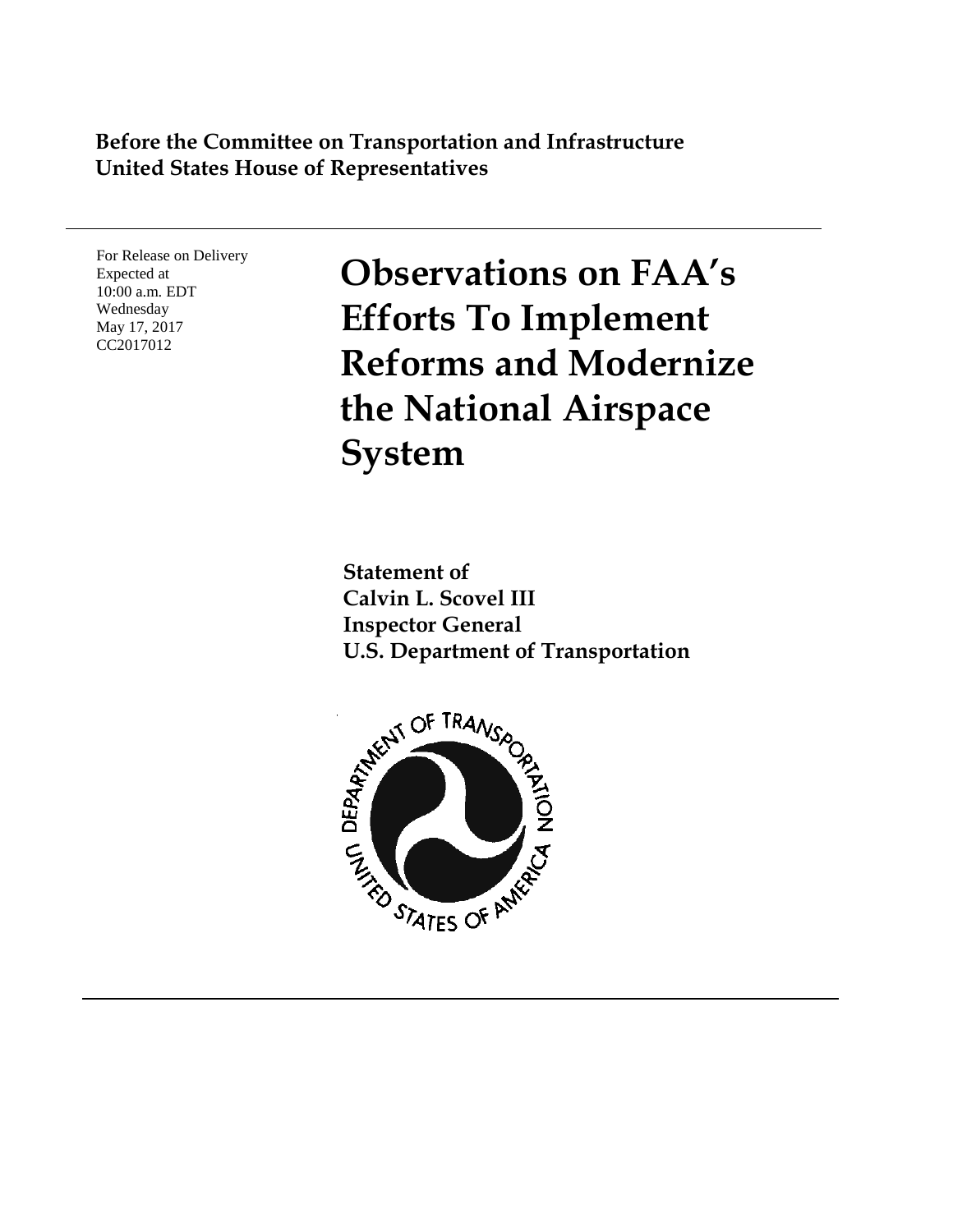**Before the Committee on Transportation and Infrastructure**
**United States House of Representatives**

---

For Release on Delivery
Expected at
10:00 a.m. EDT
Wednesday
May 17, 2017
CC2017012

# Observations on FAA's Efforts To Implement Reforms and Modernize the National Airspace System

**Statement of**
**Calvin L. Scovel III**
**Inspector General**
**U.S. Department of Transportation**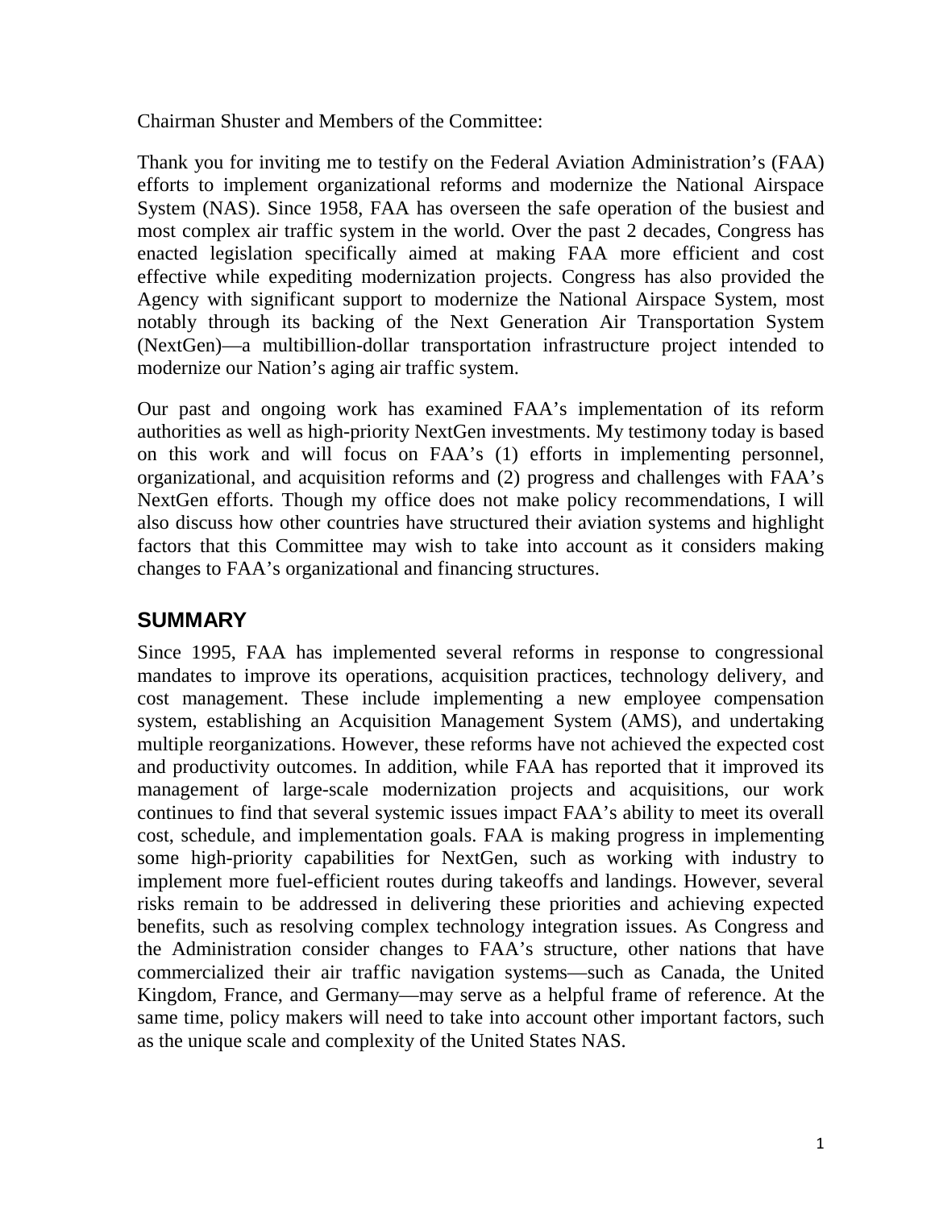Chairman Shuster and Members of the Committee:

Thank you for inviting me to testify on the Federal Aviation Administration's (FAA) efforts to implement organizational reforms and modernize the National Airspace System (NAS). Since 1958, FAA has overseen the safe operation of the busiest and most complex air traffic system in the world. Over the past 2 decades, Congress has enacted legislation specifically aimed at making FAA more efficient and cost effective while expediting modernization projects. Congress has also provided the Agency with significant support to modernize the National Airspace System, most notably through its backing of the Next Generation Air Transportation System (NextGen)—a multibillion-dollar transportation infrastructure project intended to modernize our Nation's aging air traffic system.

Our past and ongoing work has examined FAA's implementation of its reform authorities as well as high-priority NextGen investments. My testimony today is based on this work and will focus on FAA's (1) efforts in implementing personnel, organizational, and acquisition reforms and (2) progress and challenges with FAA's NextGen efforts. Though my office does not make policy recommendations, I will also discuss how other countries have structured their aviation systems and highlight factors that this Committee may wish to take into account as it considers making changes to FAA's organizational and financing structures.

## SUMMARY

Since 1995, FAA has implemented several reforms in response to congressional mandates to improve its operations, acquisition practices, technology delivery, and cost management. These include implementing a new employee compensation system, establishing an Acquisition Management System (AMS), and undertaking multiple reorganizations. However, these reforms have not achieved the expected cost and productivity outcomes. In addition, while FAA has reported that it improved its management of large-scale modernization projects and acquisitions, our work continues to find that several systemic issues impact FAA's ability to meet its overall cost, schedule, and implementation goals. FAA is making progress in implementing some high-priority capabilities for NextGen, such as working with industry to implement more fuel-efficient routes during takeoffs and landings. However, several risks remain to be addressed in delivering these priorities and achieving expected benefits, such as resolving complex technology integration issues. As Congress and the Administration consider changes to FAA's structure, other nations that have commercialized their air traffic navigation systems—such as Canada, the United Kingdom, France, and Germany—may serve as a helpful frame of reference. At the same time, policy makers will need to take into account other important factors, such as the unique scale and complexity of the United States NAS.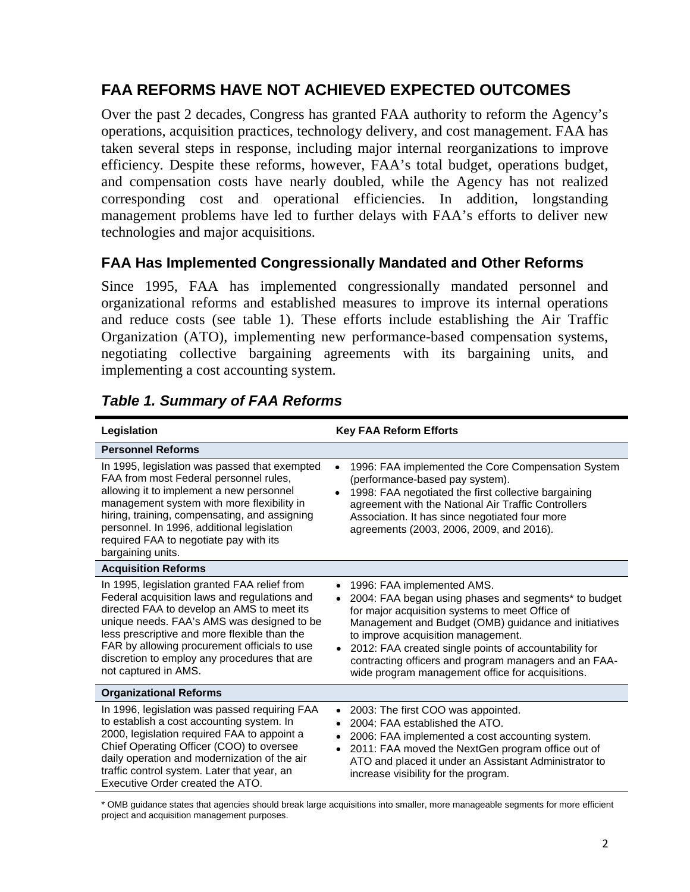## FAA REFORMS HAVE NOT ACHIEVED EXPECTED OUTCOMES

Over the past 2 decades, Congress has granted FAA authority to reform the Agency's operations, acquisition practices, technology delivery, and cost management. FAA has taken several steps in response, including major internal reorganizations to improve efficiency. Despite these reforms, however, FAA's total budget, operations budget, and compensation costs have nearly doubled, while the Agency has not realized corresponding cost and operational efficiencies. In addition, longstanding management problems have led to further delays with FAA's efforts to deliver new technologies and major acquisitions.

### FAA Has Implemented Congressionally Mandated and Other Reforms

Since 1995, FAA has implemented congressionally mandated personnel and organizational reforms and established measures to improve its internal operations and reduce costs (see table 1). These efforts include establishing the Air Traffic Organization (ATO), implementing new performance-based compensation systems, negotiating collective bargaining agreements with its bargaining units, and implementing a cost accounting system.

### *Table 1. Summary of FAA Reforms*

| Legislation | Key FAA Reform Efforts |
|---|---|
| **Personnel Reforms** | |
| In 1995, legislation was passed that exempted FAA from most Federal personnel rules, allowing it to implement a new personnel management system with more flexibility in hiring, training, compensating, and assigning personnel. In 1996, additional legislation required FAA to negotiate pay with its bargaining units. | • 1996: FAA implemented the Core Compensation System (performance-based pay system).<br>• 1998: FAA negotiated the first collective bargaining agreement with the National Air Traffic Controllers Association. It has since negotiated four more agreements (2003, 2006, 2009, and 2016). |
| **Acquisition Reforms** | |
| In 1995, legislation granted FAA relief from Federal acquisition laws and regulations and directed FAA to develop an AMS to meet its unique needs. FAA's AMS was designed to be less prescriptive and more flexible than the FAR by allowing procurement officials to use discretion to employ any procedures that are not captured in AMS. | • 1996: FAA implemented AMS.<br>• 2004: FAA began using phases and segments* to budget for major acquisition systems to meet Office of Management and Budget (OMB) guidance and initiatives to improve acquisition management.<br>• 2012: FAA created single points of accountability for contracting officers and program managers and an FAA-wide program management office for acquisitions. |
| **Organizational Reforms** | |
| In 1996, legislation was passed requiring FAA to establish a cost accounting system. In 2000, legislation required FAA to appoint a Chief Operating Officer (COO) to oversee daily operation and modernization of the air traffic control system. Later that year, an Executive Order created the ATO. | • 2003: The first COO was appointed.<br>• 2004: FAA established the ATO.<br>• 2006: FAA implemented a cost accounting system.<br>• 2011: FAA moved the NextGen program office out of ATO and placed it under an Assistant Administrator to increase visibility for the program. |

\* OMB guidance states that agencies should break large acquisitions into smaller, more manageable segments for more efficient project and acquisition management purposes.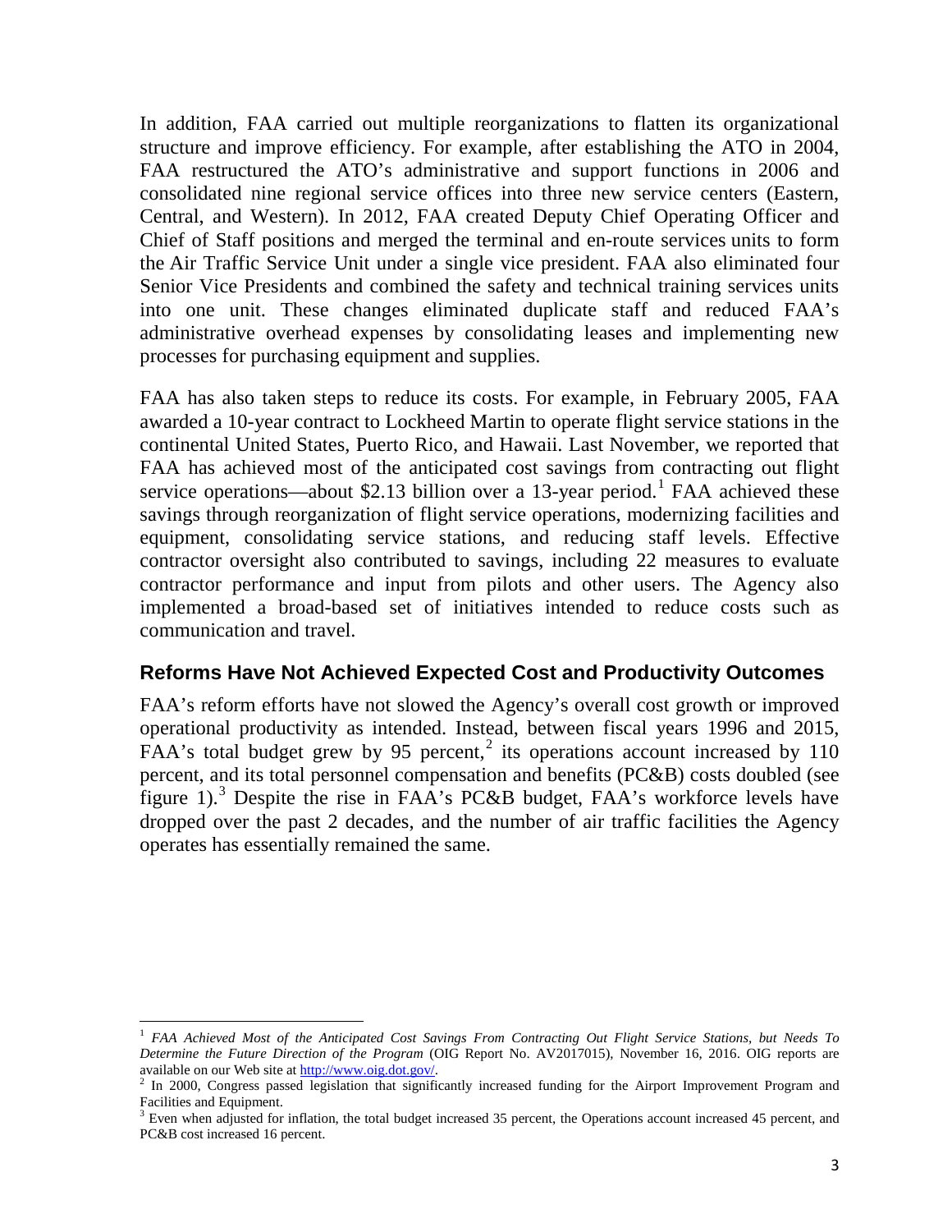In addition, FAA carried out multiple reorganizations to flatten its organizational structure and improve efficiency. For example, after establishing the ATO in 2004, FAA restructured the ATO's administrative and support functions in 2006 and consolidated nine regional service offices into three new service centers (Eastern, Central, and Western). In 2012, FAA created Deputy Chief Operating Officer and Chief of Staff positions and merged the terminal and en-route services units to form the Air Traffic Service Unit under a single vice president. FAA also eliminated four Senior Vice Presidents and combined the safety and technical training services units into one unit. These changes eliminated duplicate staff and reduced FAA's administrative overhead expenses by consolidating leases and implementing new processes for purchasing equipment and supplies.

FAA has also taken steps to reduce its costs. For example, in February 2005, FAA awarded a 10-year contract to Lockheed Martin to operate flight service stations in the continental United States, Puerto Rico, and Hawaii. Last November, we reported that FAA has achieved most of the anticipated cost savings from contracting out flight service operations—about $2.13 billion over a 13-year period.[1] FAA achieved these savings through reorganization of flight service operations, modernizing facilities and equipment, consolidating service stations, and reducing staff levels. Effective contractor oversight also contributed to savings, including 22 measures to evaluate contractor performance and input from pilots and other users. The Agency also implemented a broad-based set of initiatives intended to reduce costs such as communication and travel.

## Reforms Have Not Achieved Expected Cost and Productivity Outcomes

FAA's reform efforts have not slowed the Agency's overall cost growth or improved operational productivity as intended. Instead, between fiscal years 1996 and 2015, FAA's total budget grew by 95 percent,[2] its operations account increased by 110 percent, and its total personnel compensation and benefits (PC&B) costs doubled (see figure 1).[3] Despite the rise in FAA's PC&B budget, FAA's workforce levels have dropped over the past 2 decades, and the number of air traffic facilities the Agency operates has essentially remained the same.

---

[1] *FAA Achieved Most of the Anticipated Cost Savings From Contracting Out Flight Service Stations, but Needs To Determine the Future Direction of the Program* (OIG Report No. AV2017015), November 16, 2016. OIG reports are available on our Web site at http://www.oig.dot.gov/.

[2] In 2000, Congress passed legislation that significantly increased funding for the Airport Improvement Program and Facilities and Equipment.

[3] Even when adjusted for inflation, the total budget increased 35 percent, the Operations account increased 45 percent, and PC&B cost increased 16 percent.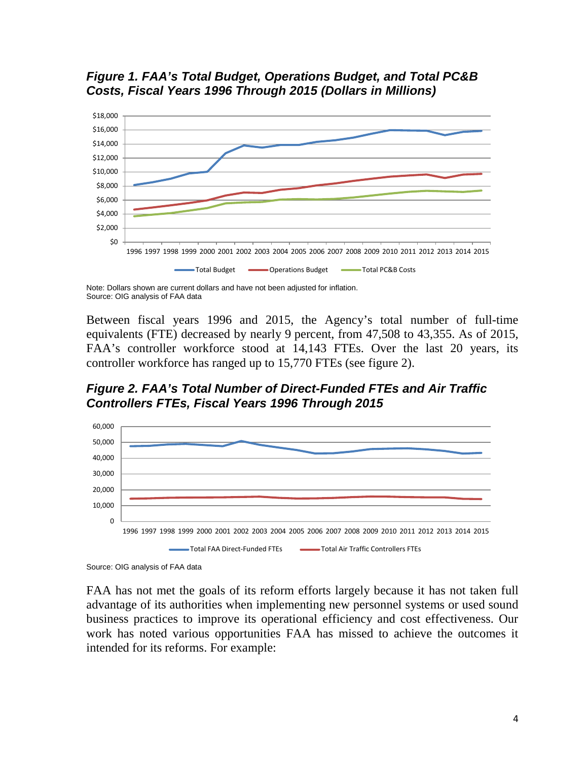***Figure 1. FAA's Total Budget, Operations Budget, and Total PC&B Costs, Fiscal Years 1996 Through 2015 (Dollars in Millions)***

Note: Dollars shown are current dollars and have not been adjusted for inflation.
Source: OIG analysis of FAA data

Between fiscal years 1996 and 2015, the Agency's total number of full-time equivalents (FTE) decreased by nearly 9 percent, from 47,508 to 43,355. As of 2015, FAA's controller workforce stood at 14,143 FTEs. Over the last 20 years, its controller workforce has ranged up to 15,770 FTEs (see figure 2).

***Figure 2. FAA's Total Number of Direct-Funded FTEs and Air Traffic Controllers FTEs, Fiscal Years 1996 Through 2015***

Source: OIG analysis of FAA data

FAA has not met the goals of its reform efforts largely because it has not taken full advantage of its authorities when implementing new personnel systems or used sound business practices to improve its operational efficiency and cost effectiveness. Our work has noted various opportunities FAA has missed to achieve the outcomes it intended for its reforms. For example: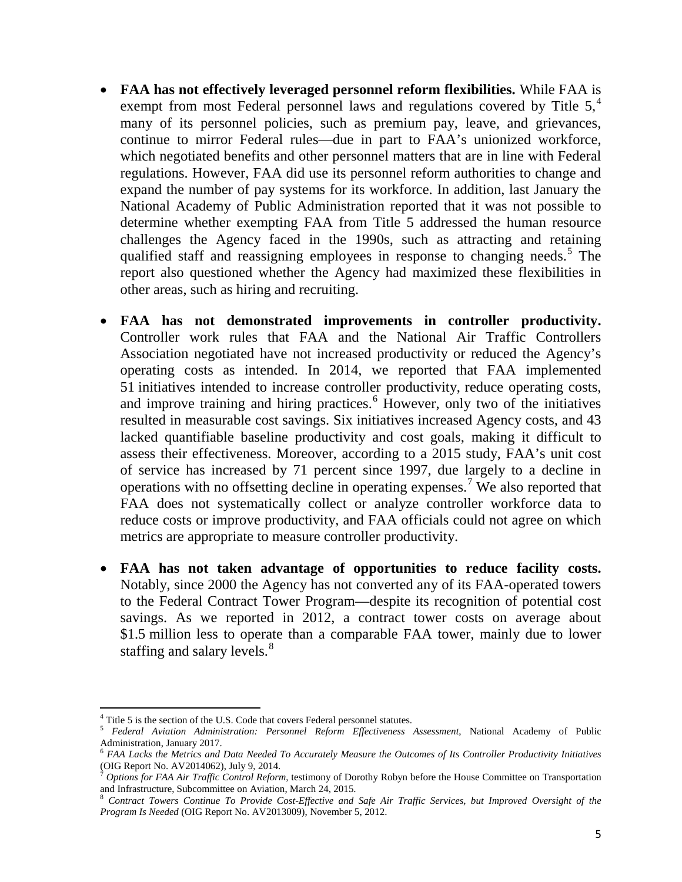- **FAA has not effectively leveraged personnel reform flexibilities.** While FAA is exempt from most Federal personnel laws and regulations covered by Title 5,[4] many of its personnel policies, such as premium pay, leave, and grievances, continue to mirror Federal rules—due in part to FAA's unionized workforce, which negotiated benefits and other personnel matters that are in line with Federal regulations. However, FAA did use its personnel reform authorities to change and expand the number of pay systems for its workforce. In addition, last January the National Academy of Public Administration reported that it was not possible to determine whether exempting FAA from Title 5 addressed the human resource challenges the Agency faced in the 1990s, such as attracting and retaining qualified staff and reassigning employees in response to changing needs.[5] The report also questioned whether the Agency had maximized these flexibilities in other areas, such as hiring and recruiting.

- **FAA has not demonstrated improvements in controller productivity.** Controller work rules that FAA and the National Air Traffic Controllers Association negotiated have not increased productivity or reduced the Agency's operating costs as intended. In 2014, we reported that FAA implemented 51 initiatives intended to increase controller productivity, reduce operating costs, and improve training and hiring practices.[6] However, only two of the initiatives resulted in measurable cost savings. Six initiatives increased Agency costs, and 43 lacked quantifiable baseline productivity and cost goals, making it difficult to assess their effectiveness. Moreover, according to a 2015 study, FAA's unit cost of service has increased by 71 percent since 1997, due largely to a decline in operations with no offsetting decline in operating expenses.[7] We also reported that FAA does not systematically collect or analyze controller workforce data to reduce costs or improve productivity, and FAA officials could not agree on which metrics are appropriate to measure controller productivity.

- **FAA has not taken advantage of opportunities to reduce facility costs.** Notably, since 2000 the Agency has not converted any of its FAA-operated towers to the Federal Contract Tower Program—despite its recognition of potential cost savings. As we reported in 2012, a contract tower costs on average about $1.5 million less to operate than a comparable FAA tower, mainly due to lower staffing and salary levels.[8]

---

[4] Title 5 is the section of the U.S. Code that covers Federal personnel statutes.

[5] *Federal Aviation Administration: Personnel Reform Effectiveness Assessment*, National Academy of Public Administration, January 2017.

[6] *FAA Lacks the Metrics and Data Needed To Accurately Measure the Outcomes of Its Controller Productivity Initiatives* (OIG Report No. AV2014062), July 9, 2014.

[7] *Options for FAA Air Traffic Control Reform*, testimony of Dorothy Robyn before the House Committee on Transportation and Infrastructure, Subcommittee on Aviation, March 24, 2015.

[8] *Contract Towers Continue To Provide Cost-Effective and Safe Air Traffic Services, but Improved Oversight of the Program Is Needed* (OIG Report No. AV2013009), November 5, 2012.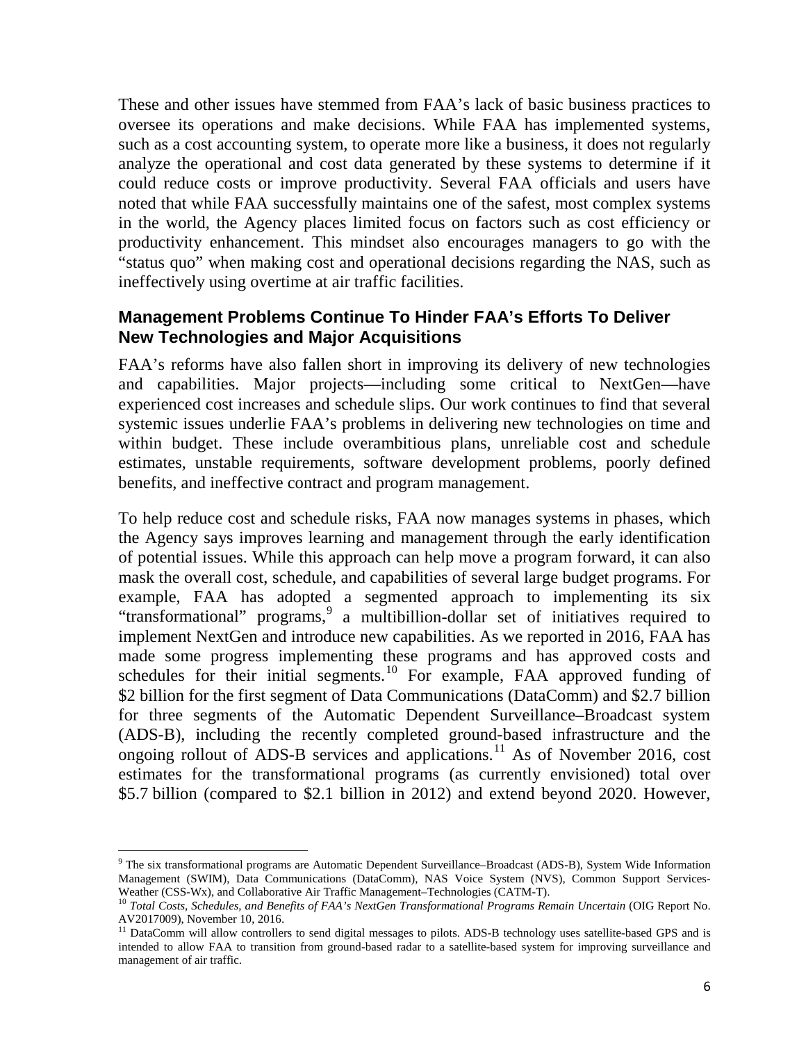These and other issues have stemmed from FAA's lack of basic business practices to oversee its operations and make decisions. While FAA has implemented systems, such as a cost accounting system, to operate more like a business, it does not regularly analyze the operational and cost data generated by these systems to determine if it could reduce costs or improve productivity. Several FAA officials and users have noted that while FAA successfully maintains one of the safest, most complex systems in the world, the Agency places limited focus on factors such as cost efficiency or productivity enhancement. This mindset also encourages managers to go with the "status quo" when making cost and operational decisions regarding the NAS, such as ineffectively using overtime at air traffic facilities.

## Management Problems Continue To Hinder FAA's Efforts To Deliver New Technologies and Major Acquisitions

FAA's reforms have also fallen short in improving its delivery of new technologies and capabilities. Major projects—including some critical to NextGen—have experienced cost increases and schedule slips. Our work continues to find that several systemic issues underlie FAA's problems in delivering new technologies on time and within budget. These include overambitious plans, unreliable cost and schedule estimates, unstable requirements, software development problems, poorly defined benefits, and ineffective contract and program management.

To help reduce cost and schedule risks, FAA now manages systems in phases, which the Agency says improves learning and management through the early identification of potential issues. While this approach can help move a program forward, it can also mask the overall cost, schedule, and capabilities of several large budget programs. For example, FAA has adopted a segmented approach to implementing its six "transformational" programs,[9] a multibillion-dollar set of initiatives required to implement NextGen and introduce new capabilities. As we reported in 2016, FAA has made some progress implementing these programs and has approved costs and schedules for their initial segments.[10] For example, FAA approved funding of $2 billion for the first segment of Data Communications (DataComm) and $2.7 billion for three segments of the Automatic Dependent Surveillance–Broadcast system (ADS-B), including the recently completed ground-based infrastructure and the ongoing rollout of ADS-B services and applications.[11] As of November 2016, cost estimates for the transformational programs (as currently envisioned) total over $5.7 billion (compared to $2.1 billion in 2012) and extend beyond 2020. However,

---

[9] The six transformational programs are Automatic Dependent Surveillance–Broadcast (ADS-B), System Wide Information Management (SWIM), Data Communications (DataComm), NAS Voice System (NVS), Common Support Services-Weather (CSS-Wx), and Collaborative Air Traffic Management–Technologies (CATM-T).

[10] *Total Costs, Schedules, and Benefits of FAA's NextGen Transformational Programs Remain Uncertain* (OIG Report No. AV2017009), November 10, 2016.

[11] DataComm will allow controllers to send digital messages to pilots. ADS-B technology uses satellite-based GPS and is intended to allow FAA to transition from ground-based radar to a satellite-based system for improving surveillance and management of air traffic.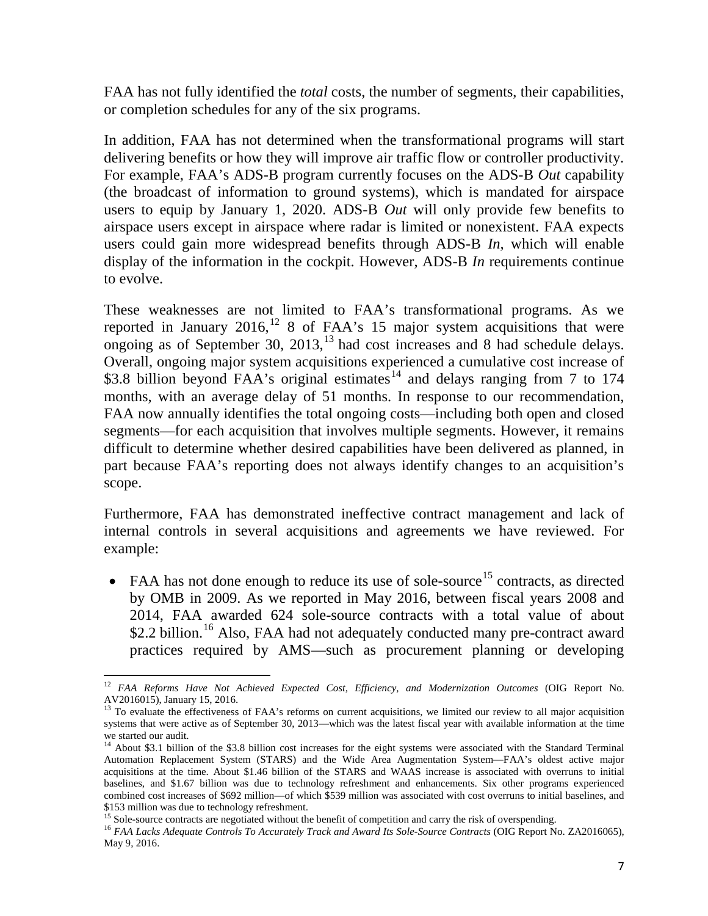FAA has not fully identified the *total* costs, the number of segments, their capabilities, or completion schedules for any of the six programs.

In addition, FAA has not determined when the transformational programs will start delivering benefits or how they will improve air traffic flow or controller productivity. For example, FAA's ADS-B program currently focuses on the ADS-B *Out* capability (the broadcast of information to ground systems), which is mandated for airspace users to equip by January 1, 2020. ADS-B *Out* will only provide few benefits to airspace users except in airspace where radar is limited or nonexistent. FAA expects users could gain more widespread benefits through ADS-B *In,* which will enable display of the information in the cockpit. However, ADS-B *In* requirements continue to evolve.

These weaknesses are not limited to FAA's transformational programs. As we reported in January 2016,[12] 8 of FAA's 15 major system acquisitions that were ongoing as of September 30, 2013,[13] had cost increases and 8 had schedule delays. Overall, ongoing major system acquisitions experienced a cumulative cost increase of $3.8 billion beyond FAA's original estimates[14] and delays ranging from 7 to 174 months, with an average delay of 51 months. In response to our recommendation, FAA now annually identifies the total ongoing costs—including both open and closed segments—for each acquisition that involves multiple segments. However, it remains difficult to determine whether desired capabilities have been delivered as planned, in part because FAA's reporting does not always identify changes to an acquisition's scope.

Furthermore, FAA has demonstrated ineffective contract management and lack of internal controls in several acquisitions and agreements we have reviewed. For example:

- FAA has not done enough to reduce its use of sole-source[15] contracts, as directed by OMB in 2009. As we reported in May 2016, between fiscal years 2008 and 2014, FAA awarded 624 sole-source contracts with a total value of about $2.2 billion.[16] Also, FAA had not adequately conducted many pre-contract award practices required by AMS—such as procurement planning or developing

---

[12] *FAA Reforms Have Not Achieved Expected Cost, Efficiency, and Modernization Outcomes* (OIG Report No. AV2016015), January 15, 2016.

[13] To evaluate the effectiveness of FAA's reforms on current acquisitions, we limited our review to all major acquisition systems that were active as of September 30, 2013—which was the latest fiscal year with available information at the time we started our audit.

[14] About $3.1 billion of the $3.8 billion cost increases for the eight systems were associated with the Standard Terminal Automation Replacement System (STARS) and the Wide Area Augmentation System—FAA's oldest active major acquisitions at the time. About $1.46 billion of the STARS and WAAS increase is associated with overruns to initial baselines, and $1.67 billion was due to technology refreshment and enhancements. Six other programs experienced combined cost increases of $692 million—of which $539 million was associated with cost overruns to initial baselines, and $153 million was due to technology refreshment.

[15] Sole-source contracts are negotiated without the benefit of competition and carry the risk of overspending.

[16] *FAA Lacks Adequate Controls To Accurately Track and Award Its Sole-Source Contracts* (OIG Report No. ZA2016065), May 9, 2016.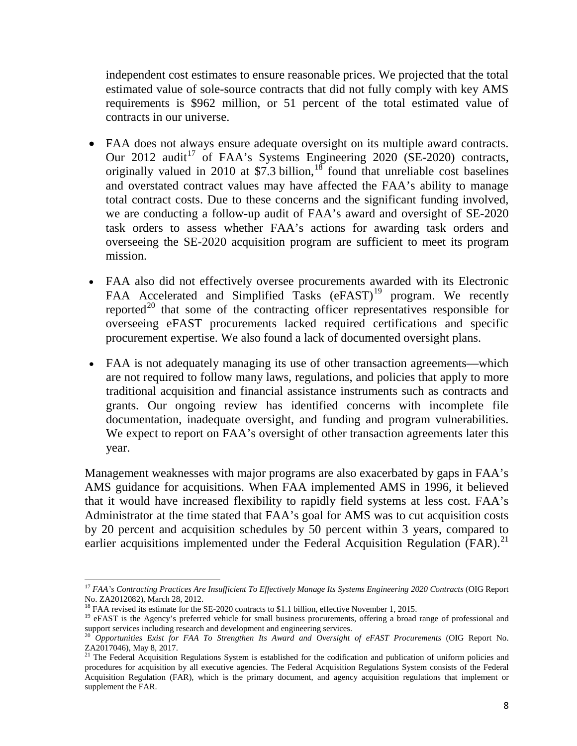independent cost estimates to ensure reasonable prices. We projected that the total estimated value of sole-source contracts that did not fully comply with key AMS requirements is $962 million, or 51 percent of the total estimated value of contracts in our universe.

- FAA does not always ensure adequate oversight on its multiple award contracts. Our 2012 audit[17] of FAA's Systems Engineering 2020 (SE-2020) contracts, originally valued in 2010 at $7.3 billion,[18] found that unreliable cost baselines and overstated contract values may have affected the FAA's ability to manage total contract costs. Due to these concerns and the significant funding involved, we are conducting a follow-up audit of FAA's award and oversight of SE-2020 task orders to assess whether FAA's actions for awarding task orders and overseeing the SE-2020 acquisition program are sufficient to meet its program mission.
- FAA also did not effectively oversee procurements awarded with its Electronic FAA Accelerated and Simplified Tasks (eFAST)[19] program. We recently reported[20] that some of the contracting officer representatives responsible for overseeing eFAST procurements lacked required certifications and specific procurement expertise. We also found a lack of documented oversight plans.
- FAA is not adequately managing its use of other transaction agreements—which are not required to follow many laws, regulations, and policies that apply to more traditional acquisition and financial assistance instruments such as contracts and grants. Our ongoing review has identified concerns with incomplete file documentation, inadequate oversight, and funding and program vulnerabilities. We expect to report on FAA's oversight of other transaction agreements later this year.

Management weaknesses with major programs are also exacerbated by gaps in FAA's AMS guidance for acquisitions. When FAA implemented AMS in 1996, it believed that it would have increased flexibility to rapidly field systems at less cost. FAA's Administrator at the time stated that FAA's goal for AMS was to cut acquisition costs by 20 percent and acquisition schedules by 50 percent within 3 years, compared to earlier acquisitions implemented under the Federal Acquisition Regulation (FAR).[21]

---

[17] *FAA's Contracting Practices Are Insufficient To Effectively Manage Its Systems Engineering 2020 Contracts* (OIG Report No. ZA2012082), March 28, 2012.

[18] FAA revised its estimate for the SE-2020 contracts to $1.1 billion, effective November 1, 2015.

[19] eFAST is the Agency's preferred vehicle for small business procurements, offering a broad range of professional and support services including research and development and engineering services.

[20] *Opportunities Exist for FAA To Strengthen Its Award and Oversight of eFAST Procurements* (OIG Report No. ZA2017046), May 8, 2017.

[21] The Federal Acquisition Regulations System is established for the codification and publication of uniform policies and procedures for acquisition by all executive agencies. The Federal Acquisition Regulations System consists of the Federal Acquisition Regulation (FAR), which is the primary document, and agency acquisition regulations that implement or supplement the FAR.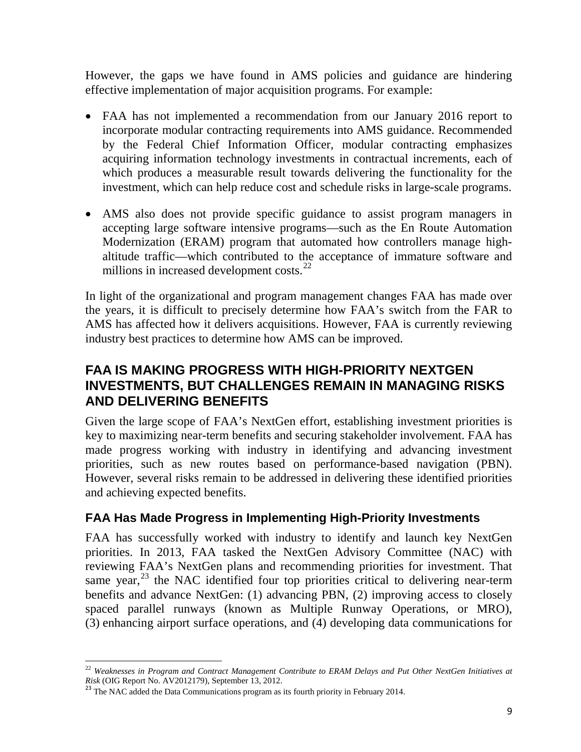However, the gaps we have found in AMS policies and guidance are hindering effective implementation of major acquisition programs. For example:

- FAA has not implemented a recommendation from our January 2016 report to incorporate modular contracting requirements into AMS guidance. Recommended by the Federal Chief Information Officer, modular contracting emphasizes acquiring information technology investments in contractual increments, each of which produces a measurable result towards delivering the functionality for the investment, which can help reduce cost and schedule risks in large-scale programs.

- AMS also does not provide specific guidance to assist program managers in accepting large software intensive programs—such as the En Route Automation Modernization (ERAM) program that automated how controllers manage high-altitude traffic—which contributed to the acceptance of immature software and millions in increased development costs.[22]

In light of the organizational and program management changes FAA has made over the years, it is difficult to precisely determine how FAA's switch from the FAR to AMS has affected how it delivers acquisitions. However, FAA is currently reviewing industry best practices to determine how AMS can be improved.

## FAA IS MAKING PROGRESS WITH HIGH-PRIORITY NEXTGEN INVESTMENTS, BUT CHALLENGES REMAIN IN MANAGING RISKS AND DELIVERING BENEFITS

Given the large scope of FAA's NextGen effort, establishing investment priorities is key to maximizing near-term benefits and securing stakeholder involvement. FAA has made progress working with industry in identifying and advancing investment priorities, such as new routes based on performance-based navigation (PBN). However, several risks remain to be addressed in delivering these identified priorities and achieving expected benefits.

### FAA Has Made Progress in Implementing High-Priority Investments

FAA has successfully worked with industry to identify and launch key NextGen priorities. In 2013, FAA tasked the NextGen Advisory Committee (NAC) with reviewing FAA's NextGen plans and recommending priorities for investment. That same year,[23] the NAC identified four top priorities critical to delivering near-term benefits and advance NextGen: (1) advancing PBN, (2) improving access to closely spaced parallel runways (known as Multiple Runway Operations, or MRO), (3) enhancing airport surface operations, and (4) developing data communications for

---

[22] *Weaknesses in Program and Contract Management Contribute to ERAM Delays and Put Other NextGen Initiatives at Risk* (OIG Report No. AV2012179), September 13, 2012.

[23] The NAC added the Data Communications program as its fourth priority in February 2014.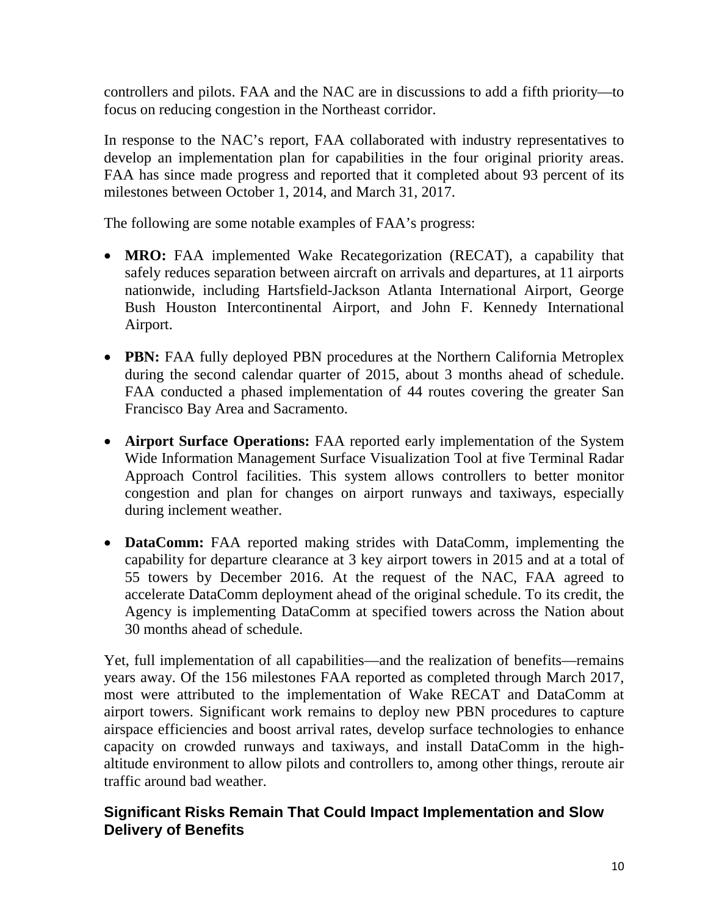controllers and pilots. FAA and the NAC are in discussions to add a fifth priority—to focus on reducing congestion in the Northeast corridor.

In response to the NAC's report, FAA collaborated with industry representatives to develop an implementation plan for capabilities in the four original priority areas. FAA has since made progress and reported that it completed about 93 percent of its milestones between October 1, 2014, and March 31, 2017.

The following are some notable examples of FAA's progress:

- **MRO:** FAA implemented Wake Recategorization (RECAT), a capability that safely reduces separation between aircraft on arrivals and departures, at 11 airports nationwide, including Hartsfield-Jackson Atlanta International Airport, George Bush Houston Intercontinental Airport, and John F. Kennedy International Airport.
- **PBN:** FAA fully deployed PBN procedures at the Northern California Metroplex during the second calendar quarter of 2015, about 3 months ahead of schedule. FAA conducted a phased implementation of 44 routes covering the greater San Francisco Bay Area and Sacramento.
- **Airport Surface Operations:** FAA reported early implementation of the System Wide Information Management Surface Visualization Tool at five Terminal Radar Approach Control facilities. This system allows controllers to better monitor congestion and plan for changes on airport runways and taxiways, especially during inclement weather.
- **DataComm:** FAA reported making strides with DataComm, implementing the capability for departure clearance at 3 key airport towers in 2015 and at a total of 55 towers by December 2016. At the request of the NAC, FAA agreed to accelerate DataComm deployment ahead of the original schedule. To its credit, the Agency is implementing DataComm at specified towers across the Nation about 30 months ahead of schedule.

Yet, full implementation of all capabilities—and the realization of benefits—remains years away. Of the 156 milestones FAA reported as completed through March 2017, most were attributed to the implementation of Wake RECAT and DataComm at airport towers. Significant work remains to deploy new PBN procedures to capture airspace efficiencies and boost arrival rates, develop surface technologies to enhance capacity on crowded runways and taxiways, and install DataComm in the high-altitude environment to allow pilots and controllers to, among other things, reroute air traffic around bad weather.

## Significant Risks Remain That Could Impact Implementation and Slow Delivery of Benefits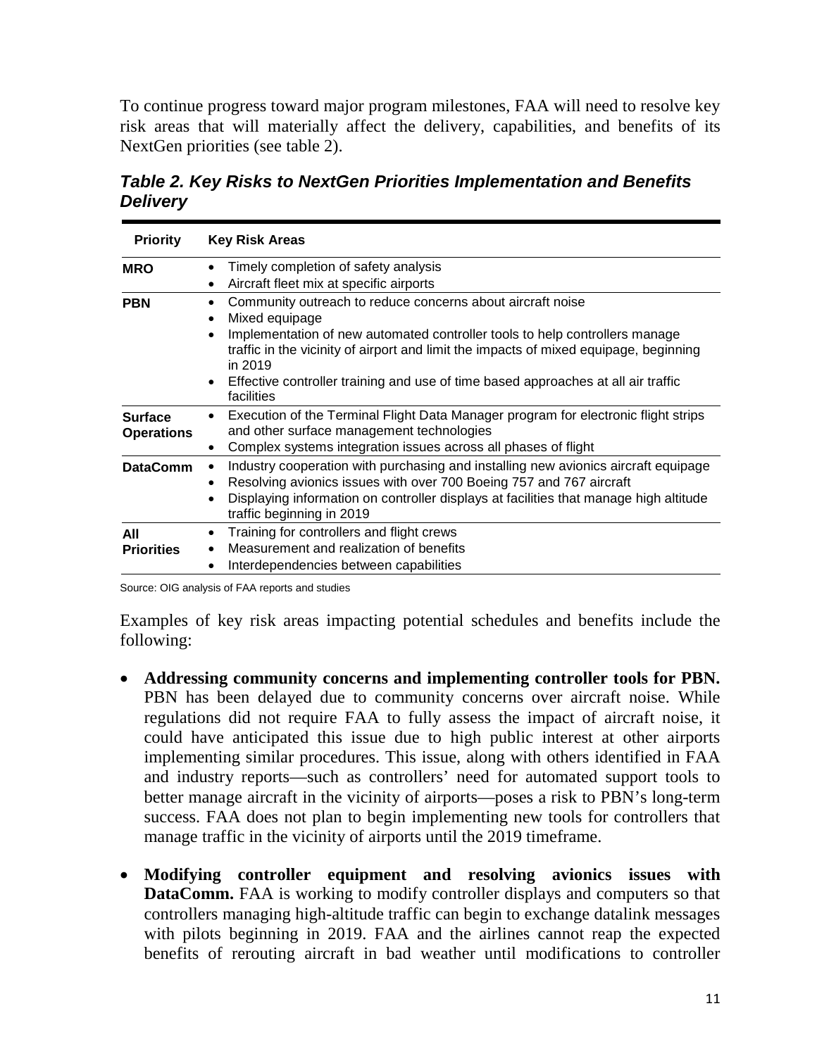To continue progress toward major program milestones, FAA will need to resolve key risk areas that will materially affect the delivery, capabilities, and benefits of its NextGen priorities (see table 2).

***Table 2. Key Risks to NextGen Priorities Implementation and Benefits Delivery***

| Priority | Key Risk Areas |
|---|---|
| **MRO** | • Timely completion of safety analysis<br>• Aircraft fleet mix at specific airports |
| **PBN** | • Community outreach to reduce concerns about aircraft noise<br>• Mixed equipage<br>• Implementation of new automated controller tools to help controllers manage traffic in the vicinity of airport and limit the impacts of mixed equipage, beginning in 2019<br>• Effective controller training and use of time based approaches at all air traffic facilities |
| **Surface Operations** | • Execution of the Terminal Flight Data Manager program for electronic flight strips and other surface management technologies<br>• Complex systems integration issues across all phases of flight |
| **DataComm** | • Industry cooperation with purchasing and installing new avionics aircraft equipage<br>• Resolving avionics issues with over 700 Boeing 757 and 767 aircraft<br>• Displaying information on controller displays at facilities that manage high altitude traffic beginning in 2019 |
| **All Priorities** | • Training for controllers and flight crews<br>• Measurement and realization of benefits<br>• Interdependencies between capabilities |

Source: OIG analysis of FAA reports and studies

Examples of key risk areas impacting potential schedules and benefits include the following:

- **Addressing community concerns and implementing controller tools for PBN.** PBN has been delayed due to community concerns over aircraft noise. While regulations did not require FAA to fully assess the impact of aircraft noise, it could have anticipated this issue due to high public interest at other airports implementing similar procedures. This issue, along with others identified in FAA and industry reports—such as controllers' need for automated support tools to better manage aircraft in the vicinity of airports—poses a risk to PBN's long-term success. FAA does not plan to begin implementing new tools for controllers that manage traffic in the vicinity of airports until the 2019 timeframe.

- **Modifying controller equipment and resolving avionics issues with DataComm.** FAA is working to modify controller displays and computers so that controllers managing high-altitude traffic can begin to exchange datalink messages with pilots beginning in 2019. FAA and the airlines cannot reap the expected benefits of rerouting aircraft in bad weather until modifications to controller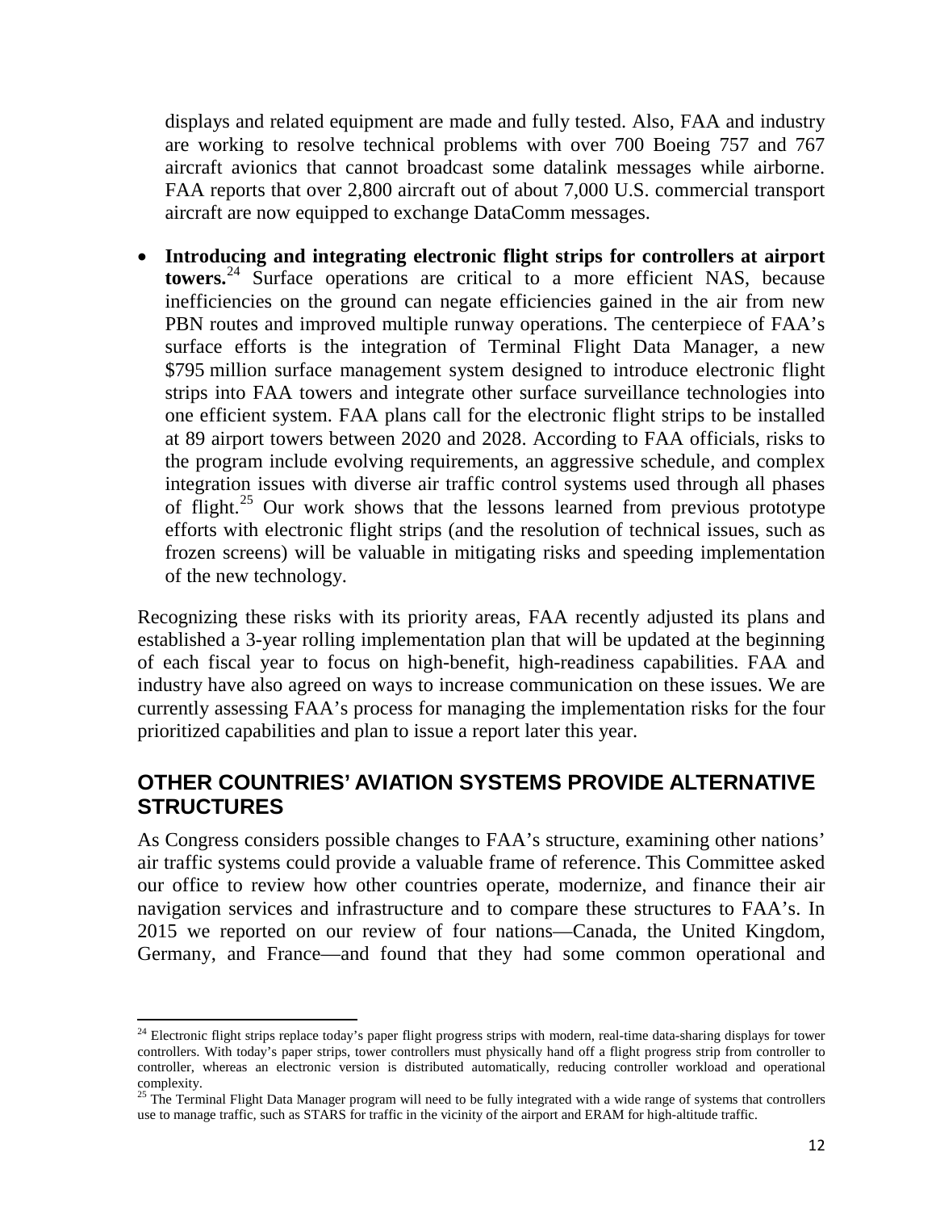displays and related equipment are made and fully tested. Also, FAA and industry are working to resolve technical problems with over 700 Boeing 757 and 767 aircraft avionics that cannot broadcast some datalink messages while airborne. FAA reports that over 2,800 aircraft out of about 7,000 U.S. commercial transport aircraft are now equipped to exchange DataComm messages.

- **Introducing and integrating electronic flight strips for controllers at airport towers.**[24] Surface operations are critical to a more efficient NAS, because inefficiencies on the ground can negate efficiencies gained in the air from new PBN routes and improved multiple runway operations. The centerpiece of FAA's surface efforts is the integration of Terminal Flight Data Manager, a new $795 million surface management system designed to introduce electronic flight strips into FAA towers and integrate other surface surveillance technologies into one efficient system. FAA plans call for the electronic flight strips to be installed at 89 airport towers between 2020 and 2028. According to FAA officials, risks to the program include evolving requirements, an aggressive schedule, and complex integration issues with diverse air traffic control systems used through all phases of flight.[25] Our work shows that the lessons learned from previous prototype efforts with electronic flight strips (and the resolution of technical issues, such as frozen screens) will be valuable in mitigating risks and speeding implementation of the new technology.

Recognizing these risks with its priority areas, FAA recently adjusted its plans and established a 3-year rolling implementation plan that will be updated at the beginning of each fiscal year to focus on high-benefit, high-readiness capabilities. FAA and industry have also agreed on ways to increase communication on these issues. We are currently assessing FAA's process for managing the implementation risks for the four prioritized capabilities and plan to issue a report later this year.

## OTHER COUNTRIES' AVIATION SYSTEMS PROVIDE ALTERNATIVE STRUCTURES

As Congress considers possible changes to FAA's structure, examining other nations' air traffic systems could provide a valuable frame of reference. This Committee asked our office to review how other countries operate, modernize, and finance their air navigation services and infrastructure and to compare these structures to FAA's. In 2015 we reported on our review of four nations—Canada, the United Kingdom, Germany, and France—and found that they had some common operational and

---

[24] Electronic flight strips replace today's paper flight progress strips with modern, real-time data-sharing displays for tower controllers. With today's paper strips, tower controllers must physically hand off a flight progress strip from controller to controller, whereas an electronic version is distributed automatically, reducing controller workload and operational complexity.

[25] The Terminal Flight Data Manager program will need to be fully integrated with a wide range of systems that controllers use to manage traffic, such as STARS for traffic in the vicinity of the airport and ERAM for high-altitude traffic.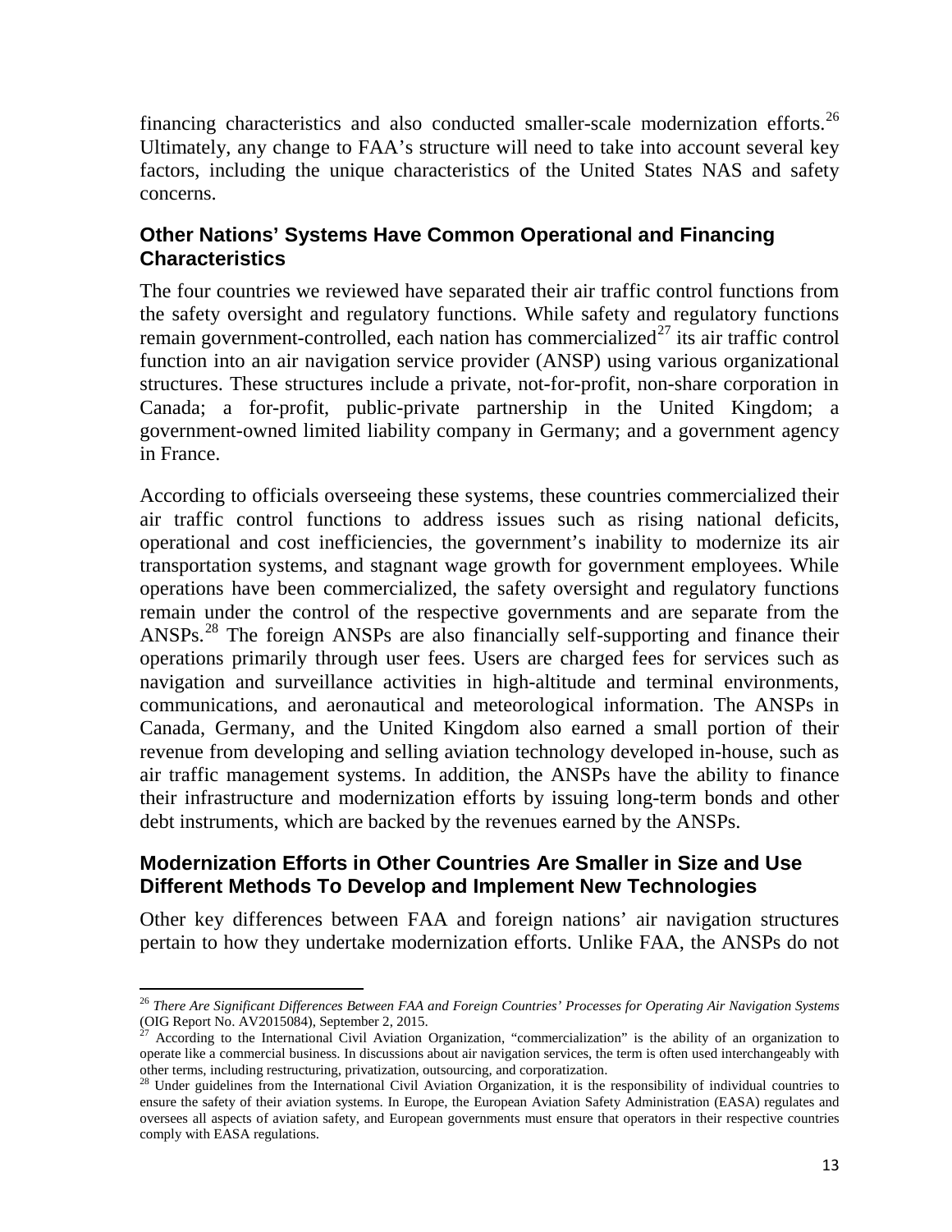financing characteristics and also conducted smaller-scale modernization efforts.[26] Ultimately, any change to FAA's structure will need to take into account several key factors, including the unique characteristics of the United States NAS and safety concerns.

## Other Nations' Systems Have Common Operational and Financing Characteristics

The four countries we reviewed have separated their air traffic control functions from the safety oversight and regulatory functions. While safety and regulatory functions remain government-controlled, each nation has commercialized[27] its air traffic control function into an air navigation service provider (ANSP) using various organizational structures. These structures include a private, not-for-profit, non-share corporation in Canada; a for-profit, public-private partnership in the United Kingdom; a government-owned limited liability company in Germany; and a government agency in France.

According to officials overseeing these systems, these countries commercialized their air traffic control functions to address issues such as rising national deficits, operational and cost inefficiencies, the government's inability to modernize its air transportation systems, and stagnant wage growth for government employees. While operations have been commercialized, the safety oversight and regulatory functions remain under the control of the respective governments and are separate from the ANSPs.[28] The foreign ANSPs are also financially self-supporting and finance their operations primarily through user fees. Users are charged fees for services such as navigation and surveillance activities in high-altitude and terminal environments, communications, and aeronautical and meteorological information. The ANSPs in Canada, Germany, and the United Kingdom also earned a small portion of their revenue from developing and selling aviation technology developed in-house, such as air traffic management systems. In addition, the ANSPs have the ability to finance their infrastructure and modernization efforts by issuing long-term bonds and other debt instruments, which are backed by the revenues earned by the ANSPs.

## Modernization Efforts in Other Countries Are Smaller in Size and Use Different Methods To Develop and Implement New Technologies

Other key differences between FAA and foreign nations' air navigation structures pertain to how they undertake modernization efforts. Unlike FAA, the ANSPs do not

---

[26] *There Are Significant Differences Between FAA and Foreign Countries' Processes for Operating Air Navigation Systems* (OIG Report No. AV2015084), September 2, 2015.

[27] According to the International Civil Aviation Organization, "commercialization" is the ability of an organization to operate like a commercial business. In discussions about air navigation services, the term is often used interchangeably with other terms, including restructuring, privatization, outsourcing, and corporatization.

[28] Under guidelines from the International Civil Aviation Organization, it is the responsibility of individual countries to ensure the safety of their aviation systems. In Europe, the European Aviation Safety Administration (EASA) regulates and oversees all aspects of aviation safety, and European governments must ensure that operators in their respective countries comply with EASA regulations.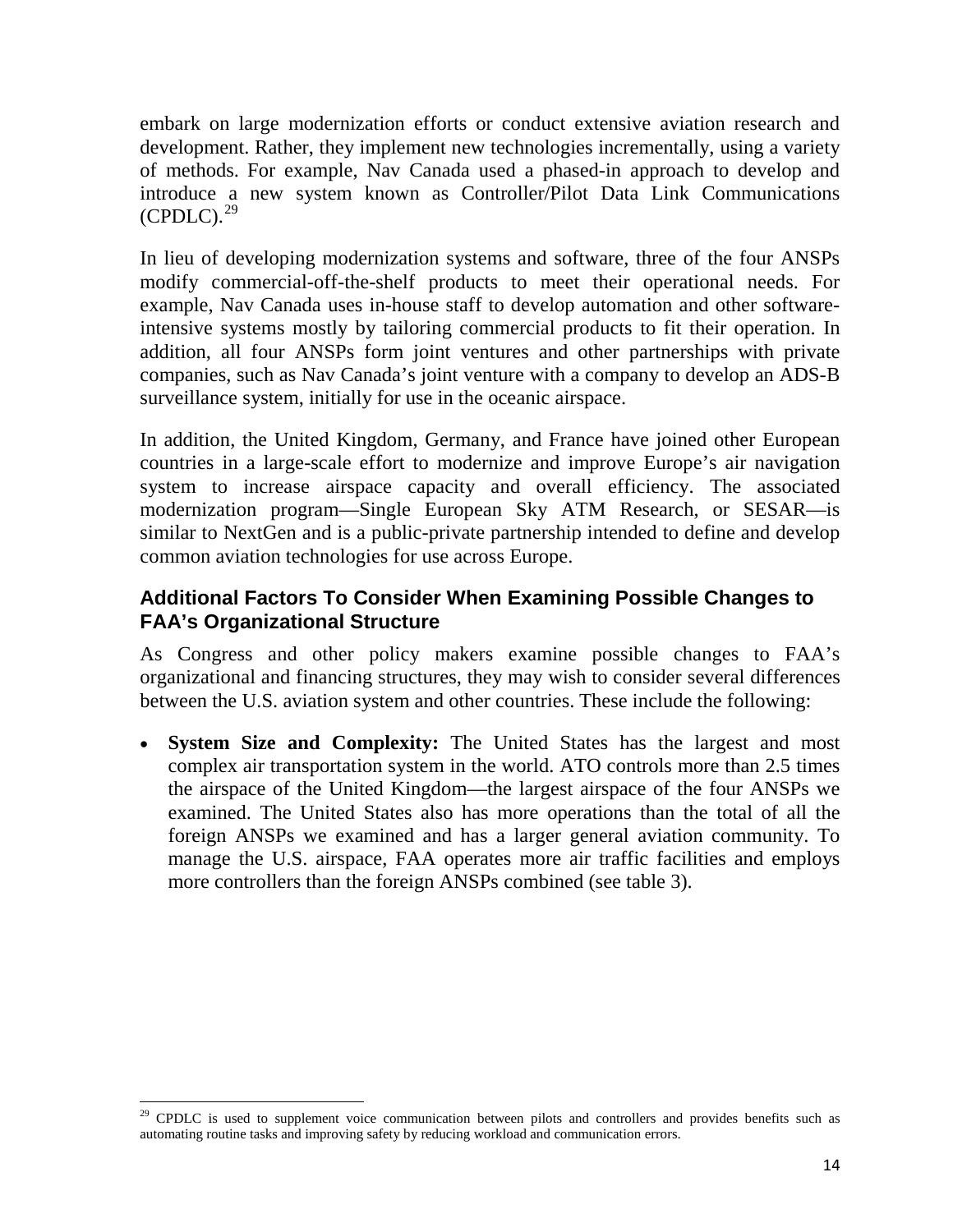embark on large modernization efforts or conduct extensive aviation research and development. Rather, they implement new technologies incrementally, using a variety of methods. For example, Nav Canada used a phased-in approach to develop and introduce a new system known as Controller/Pilot Data Link Communications (CPDLC).[29]

In lieu of developing modernization systems and software, three of the four ANSPs modify commercial-off-the-shelf products to meet their operational needs. For example, Nav Canada uses in-house staff to develop automation and other software-intensive systems mostly by tailoring commercial products to fit their operation. In addition, all four ANSPs form joint ventures and other partnerships with private companies, such as Nav Canada's joint venture with a company to develop an ADS-B surveillance system, initially for use in the oceanic airspace.

In addition, the United Kingdom, Germany, and France have joined other European countries in a large-scale effort to modernize and improve Europe's air navigation system to increase airspace capacity and overall efficiency. The associated modernization program—Single European Sky ATM Research, or SESAR—is similar to NextGen and is a public-private partnership intended to define and develop common aviation technologies for use across Europe.

## Additional Factors To Consider When Examining Possible Changes to FAA's Organizational Structure

As Congress and other policy makers examine possible changes to FAA's organizational and financing structures, they may wish to consider several differences between the U.S. aviation system and other countries. These include the following:

- **System Size and Complexity:** The United States has the largest and most complex air transportation system in the world. ATO controls more than 2.5 times the airspace of the United Kingdom—the largest airspace of the four ANSPs we examined. The United States also has more operations than the total of all the foreign ANSPs we examined and has a larger general aviation community. To manage the U.S. airspace, FAA operates more air traffic facilities and employs more controllers than the foreign ANSPs combined (see table 3).

[29] CPDLC is used to supplement voice communication between pilots and controllers and provides benefits such as automating routine tasks and improving safety by reducing workload and communication errors.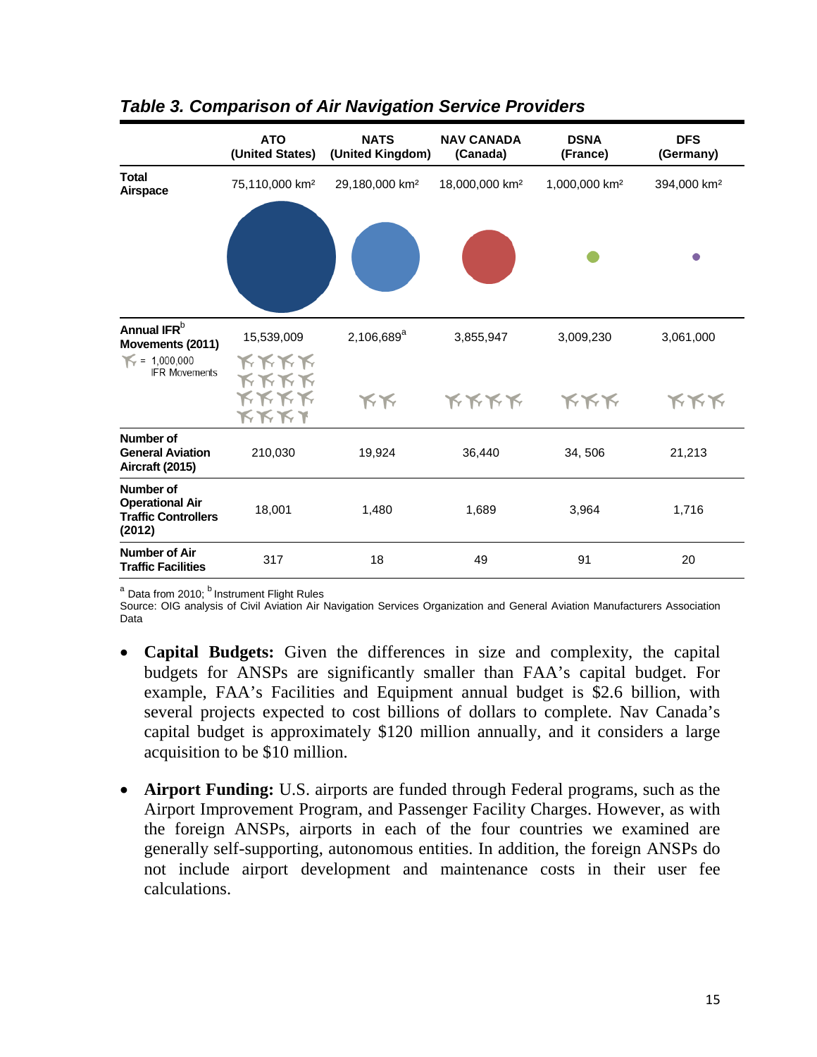*Table 3. Comparison of Air Navigation Service Providers*

| | ATO (United States) | NATS (United Kingdom) | NAV CANADA (Canada) | DSNA (France) | DFS (Germany) |
|---|---|---|---|---|---|
| **Total Airspace** | 75,110,000 km² | 29,180,000 km² | 18,000,000 km² | 1,000,000 km² | 394,000 km² |
| **Annual IFR[b] Movements (2011)** (✈ = 1,000,000 IFR Movements) | 15,539,009 | 2,106,689[a] | 3,855,947 | 3,009,230 | 3,061,000 |
| **Number of General Aviation Aircraft (2015)** | 210,030 | 19,924 | 36,440 | 34, 506 | 21,213 |
| **Number of Operational Air Traffic Controllers (2012)** | 18,001 | 1,480 | 1,689 | 3,964 | 1,716 |
| **Number of Air Traffic Facilities** | 317 | 18 | 49 | 91 | 20 |

[a] Data from 2010; [b] Instrument Flight Rules

Source: OIG analysis of Civil Aviation Air Navigation Services Organization and General Aviation Manufacturers Association Data

- **Capital Budgets:** Given the differences in size and complexity, the capital budgets for ANSPs are significantly smaller than FAA's capital budget. For example, FAA's Facilities and Equipment annual budget is $2.6 billion, with several projects expected to cost billions of dollars to complete. Nav Canada's capital budget is approximately $120 million annually, and it considers a large acquisition to be $10 million.

- **Airport Funding:** U.S. airports are funded through Federal programs, such as the Airport Improvement Program, and Passenger Facility Charges. However, as with the foreign ANSPs, airports in each of the four countries we examined are generally self-supporting, autonomous entities. In addition, the foreign ANSPs do not include airport development and maintenance costs in their user fee calculations.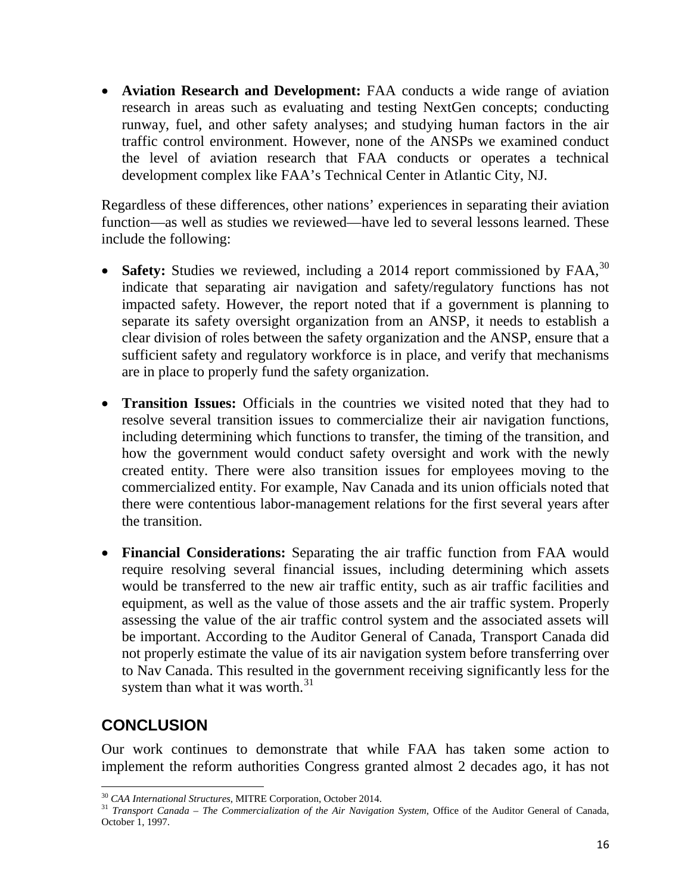- **Aviation Research and Development:** FAA conducts a wide range of aviation research in areas such as evaluating and testing NextGen concepts; conducting runway, fuel, and other safety analyses; and studying human factors in the air traffic control environment. However, none of the ANSPs we examined conduct the level of aviation research that FAA conducts or operates a technical development complex like FAA's Technical Center in Atlantic City, NJ.

Regardless of these differences, other nations' experiences in separating their aviation function—as well as studies we reviewed—have led to several lessons learned. These include the following:

- **Safety:** Studies we reviewed, including a 2014 report commissioned by FAA,[30] indicate that separating air navigation and safety/regulatory functions has not impacted safety. However, the report noted that if a government is planning to separate its safety oversight organization from an ANSP, it needs to establish a clear division of roles between the safety organization and the ANSP, ensure that a sufficient safety and regulatory workforce is in place, and verify that mechanisms are in place to properly fund the safety organization.

- **Transition Issues:** Officials in the countries we visited noted that they had to resolve several transition issues to commercialize their air navigation functions, including determining which functions to transfer, the timing of the transition, and how the government would conduct safety oversight and work with the newly created entity. There were also transition issues for employees moving to the commercialized entity. For example, Nav Canada and its union officials noted that there were contentious labor-management relations for the first several years after the transition.

- **Financial Considerations:** Separating the air traffic function from FAA would require resolving several financial issues, including determining which assets would be transferred to the new air traffic entity, such as air traffic facilities and equipment, as well as the value of those assets and the air traffic system. Properly assessing the value of the air traffic control system and the associated assets will be important. According to the Auditor General of Canada, Transport Canada did not properly estimate the value of its air navigation system before transferring over to Nav Canada. This resulted in the government receiving significantly less for the system than what it was worth.[31]

## CONCLUSION

Our work continues to demonstrate that while FAA has taken some action to implement the reform authorities Congress granted almost 2 decades ago, it has not

[30] *CAA International Structures*, MITRE Corporation, October 2014.

[31] *Transport Canada – The Commercialization of the Air Navigation System*, Office of the Auditor General of Canada, October 1, 1997.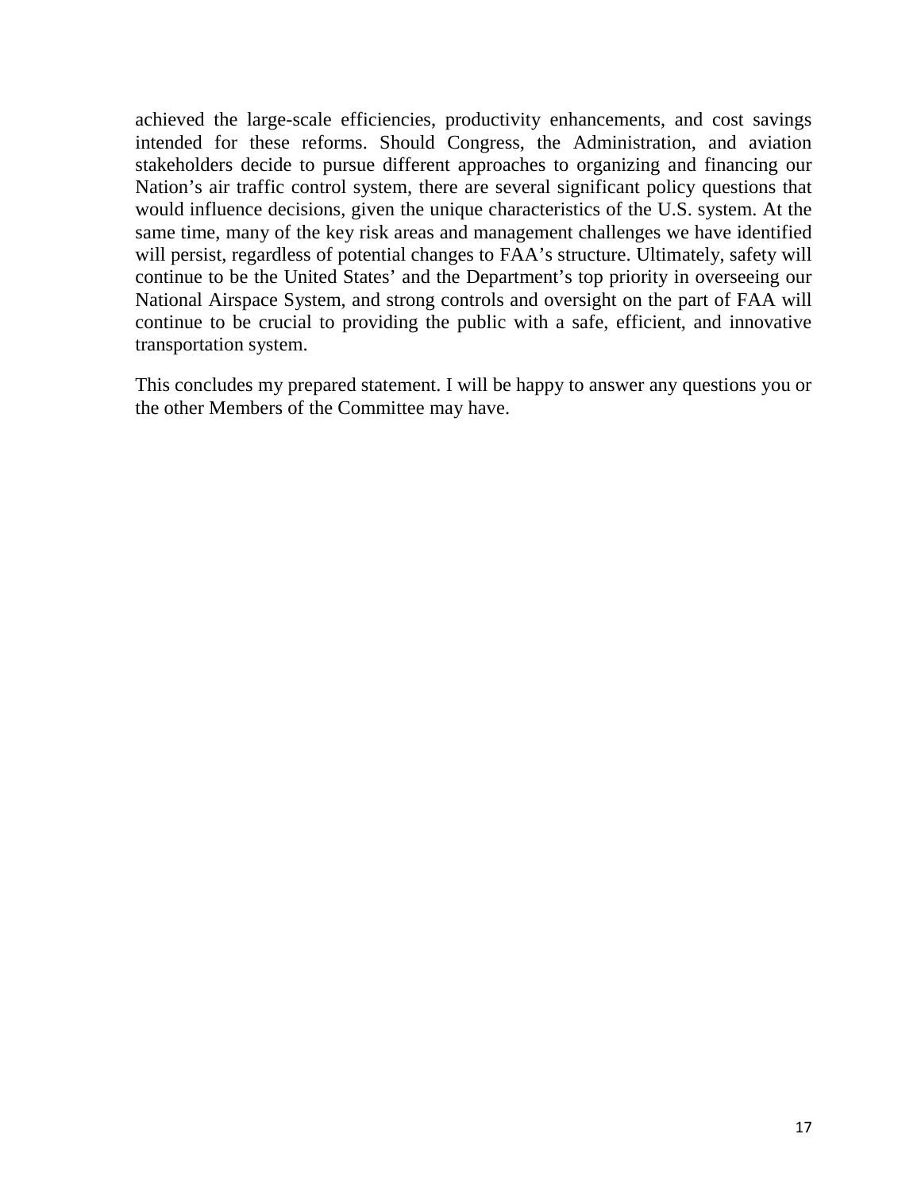achieved the large-scale efficiencies, productivity enhancements, and cost savings intended for these reforms. Should Congress, the Administration, and aviation stakeholders decide to pursue different approaches to organizing and financing our Nation's air traffic control system, there are several significant policy questions that would influence decisions, given the unique characteristics of the U.S. system. At the same time, many of the key risk areas and management challenges we have identified will persist, regardless of potential changes to FAA's structure. Ultimately, safety will continue to be the United States' and the Department's top priority in overseeing our National Airspace System, and strong controls and oversight on the part of FAA will continue to be crucial to providing the public with a safe, efficient, and innovative transportation system.

This concludes my prepared statement. I will be happy to answer any questions you or the other Members of the Committee may have.